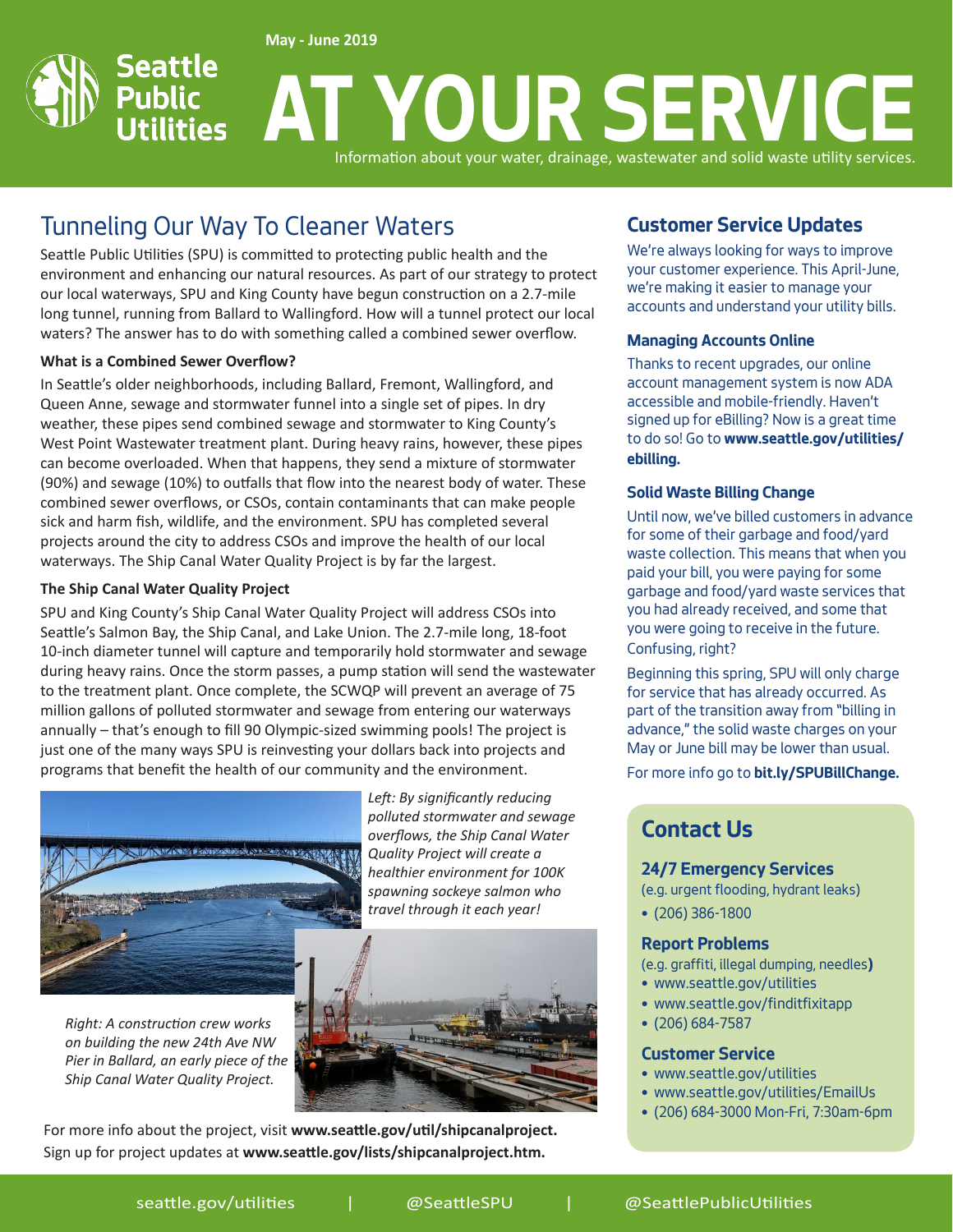May - June 2019

Seattle Public Utilities

# AT YOUR SERVICE

Information about your water, drainage, wastewater and solid waste utility services.

## Tunneling Our Way To Cleaner Waters

Seattle Public Utilities (SPU) is committed to protecting public health and the environment and enhancing our natural resources. As part of our strategy to protect our local waterways, SPU and King County have begun construction on a 2.7-mile long tunnel, running from Ballard to Wallingford. How will a tunnel protect our local waters? The answer has to do with something called a combined sewer overflow.

### What is a Combined Sewer Overflow?

In Seattle's older neighborhoods, including Ballard, Fremont, Wallingford, and Queen Anne, sewage and stormwater funnel into a single set of pipes. In dry weather, these pipes send combined sewage and stormwater to King County's West Point Wastewater treatment plant. During heavy rains, however, these pipes can become overloaded. When that happens, they send a mixture of stormwater (90%) and sewage (10%) to outfalls that flow into the nearest body of water. These combined sewer overflows, or CSOs, contain contaminants that can make people sick and harm fish, wildlife, and the environment. SPU has completed several projects around the city to address CSOs and improve the health of our local waterways. The Ship Canal Water Quality Project is by far the largest.

### The Ship Canal Water Quality Project

SPU and King County's Ship Canal Water Quality Project will address CSOs into Seattle's Salmon Bay, the Ship Canal, and Lake Union. The 2.7-mile long, 18-foot 10-inch diameter tunnel will capture and temporarily hold stormwater and sewage during heavy rains. Once the storm passes, a pump station will send the wastewater to the treatment plant. Once complete, the SCWQP will prevent an average of 75 million gallons of polluted stormwater and sewage from entering our waterways annually – that's enough to fill 90 Olympic-sized swimming pools! The project is just one of the many ways SPU is reinvesting your dollars back into projects and programs that benefit the health of our community and the environment.

*Left: By significantly reducing polluted stormwater and sewage overflows, the Ship Canal Water Quality Project will create a healthier environment for 100K spawning sockeye salmon who travel through it each year!*

*Right: A construction crew works on building the new 24th Ave NW Pier in Ballard, an early piece of the Ship Canal Water Quality Project.*

For more info about the project, visit **www.seattle.gov/util/shipcanalproject.**
Sign up for project updates at **www.seattle.gov/lists/shipcanalproject.htm.**

## Customer Service Updates

We're always looking for ways to improve your customer experience. This April-June, we're making it easier to manage your accounts and understand your utility bills.

### Managing Accounts Online

Thanks to recent upgrades, our online account management system is now ADA accessible and mobile-friendly. Haven't signed up for eBilling? Now is a great time to do so! Go to **www.seattle.gov/utilities/ebilling.**

### Solid Waste Billing Change

Until now, we've billed customers in advance for some of their garbage and food/yard waste collection. This means that when you paid your bill, you were paying for some garbage and food/yard waste services that you had already received, and some that you were going to receive in the future. Confusing, right?

Beginning this spring, SPU will only charge for service that has already occurred. As part of the transition away from "billing in advance," the solid waste charges on your May or June bill may be lower than usual.

For more info go to **bit.ly/SPUBillChange.**

## Contact Us

### 24/7 Emergency Services

(e.g. urgent flooding, hydrant leaks)

- (206) 386-1800

### Report Problems

(e.g. graffiti, illegal dumping, needles**)**

- www.seattle.gov/utilities
- www.seattle.gov/finditfixitapp
- (206) 684-7587

### Customer Service

- www.seattle.gov/utilities
- www.seattle.gov/utilities/EmailUs
- (206) 684-3000 Mon-Fri, 7:30am-6pm

seattle.gov/utilities | @SeattleSPU | @SeattlePublicUtilities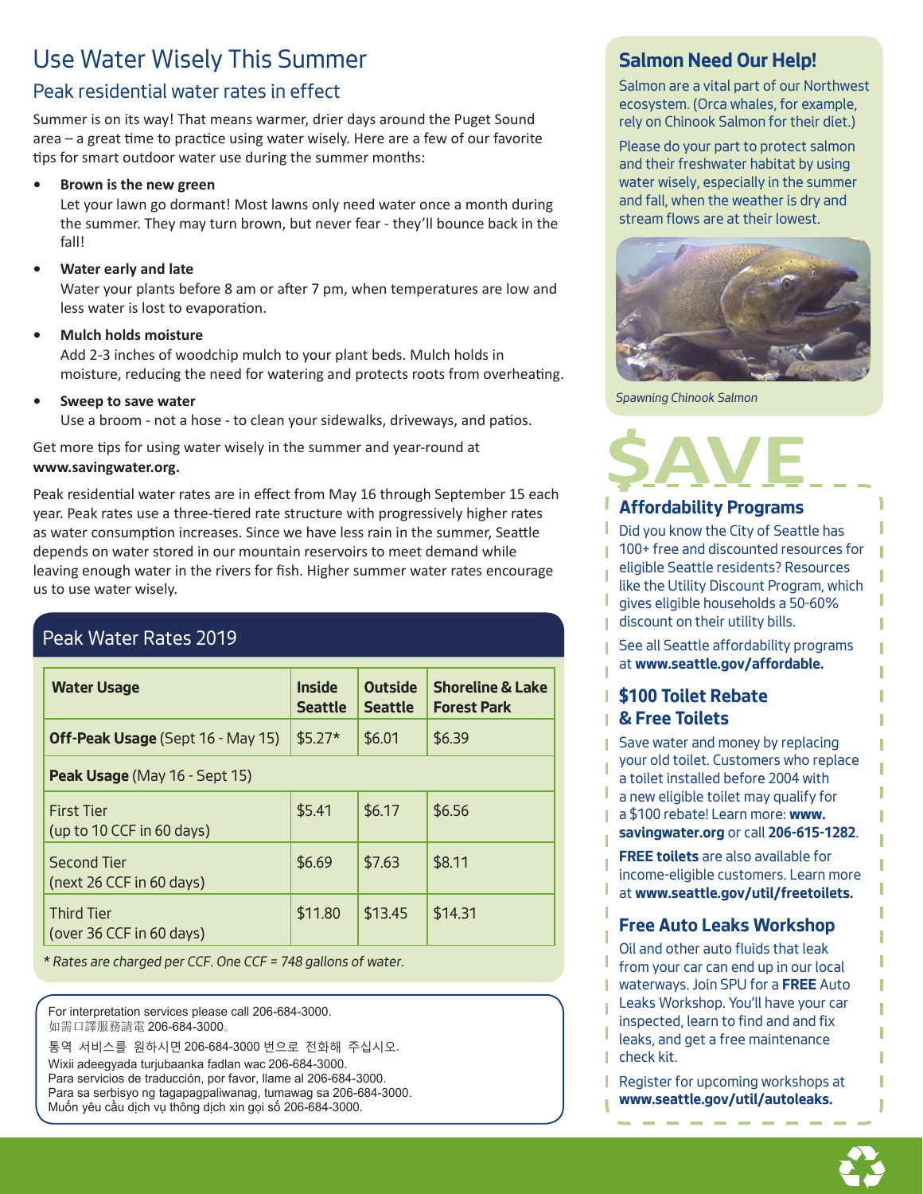# Use Water Wisely This Summer

## Peak residential water rates in effect

Summer is on its way! That means warmer, drier days around the Puget Sound area – a great time to practice using water wisely. Here are a few of our favorite tips for smart outdoor water use during the summer months:

- **Brown is the new green**
  Let your lawn go dormant! Most lawns only need water once a month during the summer. They may turn brown, but never fear - they'll bounce back in the fall!
- **Water early and late**
  Water your plants before 8 am or after 7 pm, when temperatures are low and less water is lost to evaporation.
- **Mulch holds moisture**
  Add 2-3 inches of woodchip mulch to your plant beds. Mulch holds in moisture, reducing the need for watering and protects roots from overheating.
- **Sweep to save water**
  Use a broom - not a hose - to clean your sidewalks, driveways, and patios.

Get more tips for using water wisely in the summer and year-round at **www.savingwater.org.**

Peak residential water rates are in effect from May 16 through September 15 each year. Peak rates use a three-tiered rate structure with progressively higher rates as water consumption increases. Since we have less rain in the summer, Seattle depends on water stored in our mountain reservoirs to meet demand while leaving enough water in the rivers for fish. Higher summer water rates encourage us to use water wisely.

### Peak Water Rates 2019

| Water Usage | Inside Seattle | Outside Seattle | Shoreline & Lake Forest Park |
|---|---|---|---|
| **Off-Peak Usage** (Sept 16 - May 15) | $5.27* | $6.01 | $6.39 |
| **Peak Usage** (May 16 - Sept 15) | | | |
| First Tier (up to 10 CCF in 60 days) | $5.41 | $6.17 | $6.56 |
| Second Tier (next 26 CCF in 60 days) | $6.69 | $7.63 | $8.11 |
| Third Tier (over 36 CCF in 60 days) | $11.80 | $13.45 | $14.31 |

*\* Rates are charged per CCF. One CCF = 748 gallons of water.*

For interpretation services please call 206-684-3000.
如需口譯服務請電 206-684-3000。
통역 서비스를 원하시면 206-684-3000 번으로 전화해 주십시오.
Wixii adeegyada turjubaanka fadlan wac 206-684-3000.
Para servicios de traducción, por favor, llame al 206-684-3000.
Para sa serbisyo ng tagapagpaliwanag, tumawag sa 206-684-3000.
Muốn yêu cầu dịch vụ thông dịch xin gọi số 206-684-3000.

## Salmon Need Our Help!

Salmon are a vital part of our Northwest ecosystem. (Orca whales, for example, rely on Chinook Salmon for their diet.)

Please do your part to protect salmon and their freshwater habitat by using water wisely, especially in the summer and fall, when the weather is dry and stream flows are at their lowest.

*Spawning Chinook Salmon*

# $AVE

## Affordability Programs

Did you know the City of Seattle has 100+ free and discounted resources for eligible Seattle residents? Resources like the Utility Discount Program, which gives eligible households a 50-60% discount on their utility bills.

See all Seattle affordability programs at **www.seattle.gov/affordable.**

## $100 Toilet Rebate & Free Toilets

Save water and money by replacing your old toilet. Customers who replace a toilet installed before 2004 with a new eligible toilet may qualify for a $100 rebate! Learn more: **www.savingwater.org** or call **206-615-1282**.

**FREE toilets** are also available for income-eligible customers. Learn more at **www.seattle.gov/util/freetoilets.**

## Free Auto Leaks Workshop

Oil and other auto fluids that leak from your car can end up in our local waterways. Join SPU for a **FREE** Auto Leaks Workshop. You'll have your car inspected, learn to find and and fix leaks, and get a free maintenance check kit.

Register for upcoming workshops at **www.seattle.gov/util/autoleaks.**